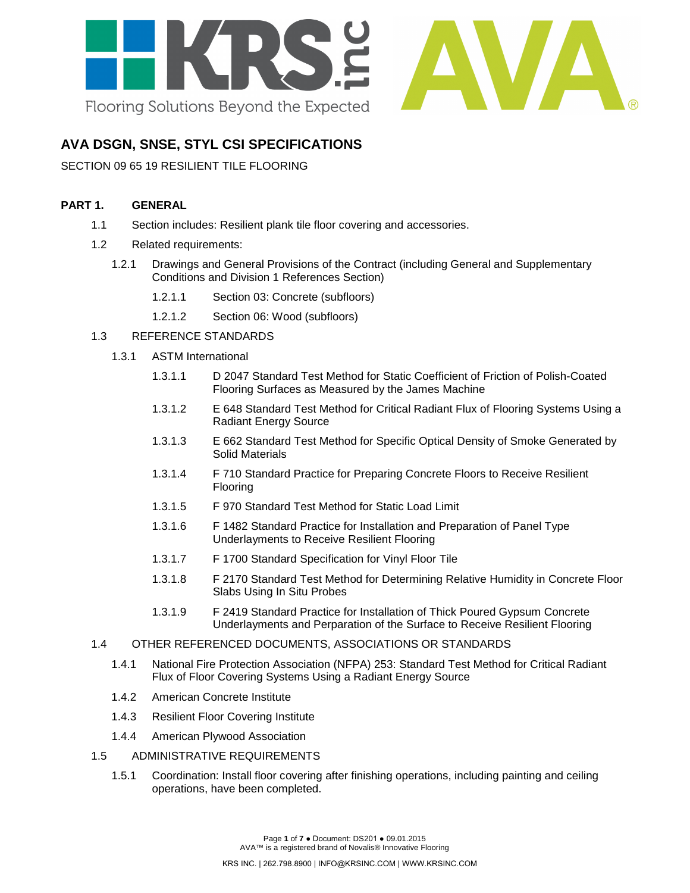# AVA DSGN, SNSE, STYL CSI SPECIFICATIONS

SECTION 09 65 19 RESILIENT TILE FLOORING

## PART 1. GENERAL

1.1 Section includes: Resilient plank tile floor covering and accessories.

1.2 Related requirements:

1.2.1 Drawings and General Provisions of the Contract (including General and Supplementary Conditions and Division 1 References Section)

1.2.1.1 Section 03: Concrete (subfloors)

1.2.1.2 Section 06: Wood (subfloors)

1.3 REFERENCE STANDARDS

1.3.1 ASTM International

1.3.1.1 D 2047 Standard Test Method for Static Coefficient of Friction of Polish-Coated Flooring Surfaces as Measured by the James Machine

1.3.1.2 E 648 Standard Test Method for Critical Radiant Flux of Flooring Systems Using a Radiant Energy Source

1.3.1.3 E 662 Standard Test Method for Specific Optical Density of Smoke Generated by Solid Materials

1.3.1.4 F 710 Standard Practice for Preparing Concrete Floors to Receive Resilient Flooring

1.3.1.5 F 970 Standard Test Method for Static Load Limit

1.3.1.6 F 1482 Standard Practice for Installation and Preparation of Panel Type Underlayments to Receive Resilient Flooring

1.3.1.7 F 1700 Standard Specification for Vinyl Floor Tile

1.3.1.8 F 2170 Standard Test Method for Determining Relative Humidity in Concrete Floor Slabs Using In Situ Probes

1.3.1.9 F 2419 Standard Practice for Installation of Thick Poured Gypsum Concrete Underlayments and Perparation of the Surface to Receive Resilient Flooring

1.4 OTHER REFERENCED DOCUMENTS, ASSOCIATIONS OR STANDARDS

1.4.1 National Fire Protection Association (NFPA) 253: Standard Test Method for Critical Radiant Flux of Floor Covering Systems Using a Radiant Energy Source

1.4.2 American Concrete Institute

1.4.3 Resilient Floor Covering Institute

1.4.4 American Plywood Association

1.5 ADMINISTRATIVE REQUIREMENTS

1.5.1 Coordination: Install floor covering after finishing operations, including painting and ceiling operations, have been completed.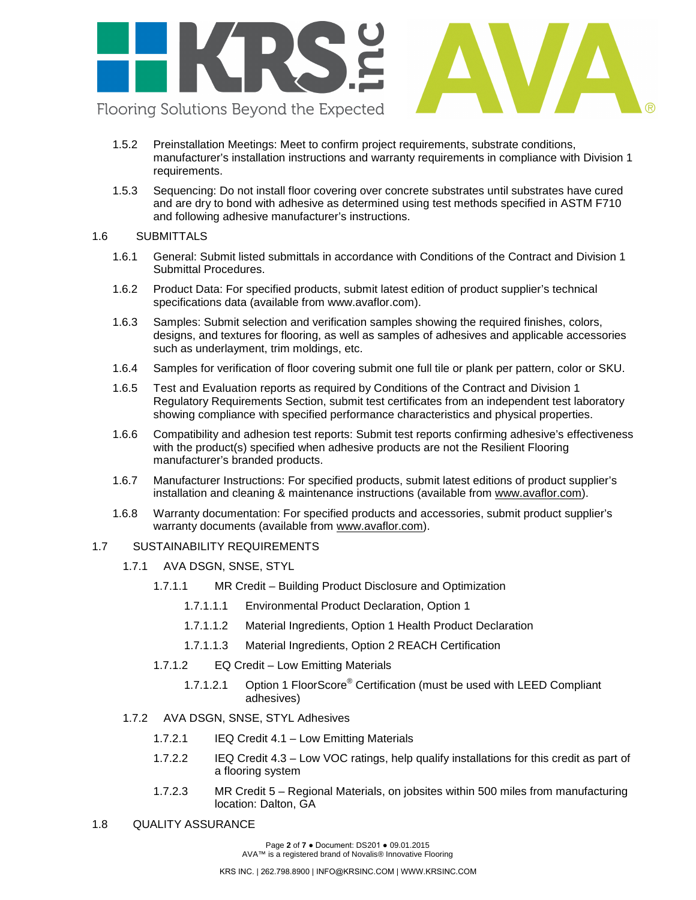1.5.2 Preinstallation Meetings: Meet to confirm project requirements, substrate conditions, manufacturer's installation instructions and warranty requirements in compliance with Division 1 requirements.

1.5.3 Sequencing: Do not install floor covering over concrete substrates until substrates have cured and are dry to bond with adhesive as determined using test methods specified in ASTM F710 and following adhesive manufacturer's instructions.

## 1.6 SUBMITTALS

1.6.1 General: Submit listed submittals in accordance with Conditions of the Contract and Division 1 Submittal Procedures.

1.6.2 Product Data: For specified products, submit latest edition of product supplier's technical specifications data (available from www.avaflor.com).

1.6.3 Samples: Submit selection and verification samples showing the required finishes, colors, designs, and textures for flooring, as well as samples of adhesives and applicable accessories such as underlayment, trim moldings, etc.

1.6.4 Samples for verification of floor covering submit one full tile or plank per pattern, color or SKU.

1.6.5 Test and Evaluation reports as required by Conditions of the Contract and Division 1 Regulatory Requirements Section, submit test certificates from an independent test laboratory showing compliance with specified performance characteristics and physical properties.

1.6.6 Compatibility and adhesion test reports: Submit test reports confirming adhesive's effectiveness with the product(s) specified when adhesive products are not the Resilient Flooring manufacturer's branded products.

1.6.7 Manufacturer Instructions: For specified products, submit latest editions of product supplier's installation and cleaning & maintenance instructions (available from www.avaflor.com).

1.6.8 Warranty documentation: For specified products and accessories, submit product supplier's warranty documents (available from www.avaflor.com).

## 1.7 SUSTAINABILITY REQUIREMENTS

1.7.1 AVA DSGN, SNSE, STYL

1.7.1.1 MR Credit – Building Product Disclosure and Optimization

1.7.1.1.1 Environmental Product Declaration, Option 1

1.7.1.1.2 Material Ingredients, Option 1 Health Product Declaration

1.7.1.1.3 Material Ingredients, Option 2 REACH Certification

1.7.1.2 EQ Credit – Low Emitting Materials

1.7.1.2.1 Option 1 FloorScore® Certification (must be used with LEED Compliant adhesives)

1.7.2 AVA DSGN, SNSE, STYL Adhesives

1.7.2.1 IEQ Credit 4.1 – Low Emitting Materials

1.7.2.2 IEQ Credit 4.3 – Low VOC ratings, help qualify installations for this credit as part of a flooring system

1.7.2.3 MR Credit 5 – Regional Materials, on jobsites within 500 miles from manufacturing location: Dalton, GA

## 1.8 QUALITY ASSURANCE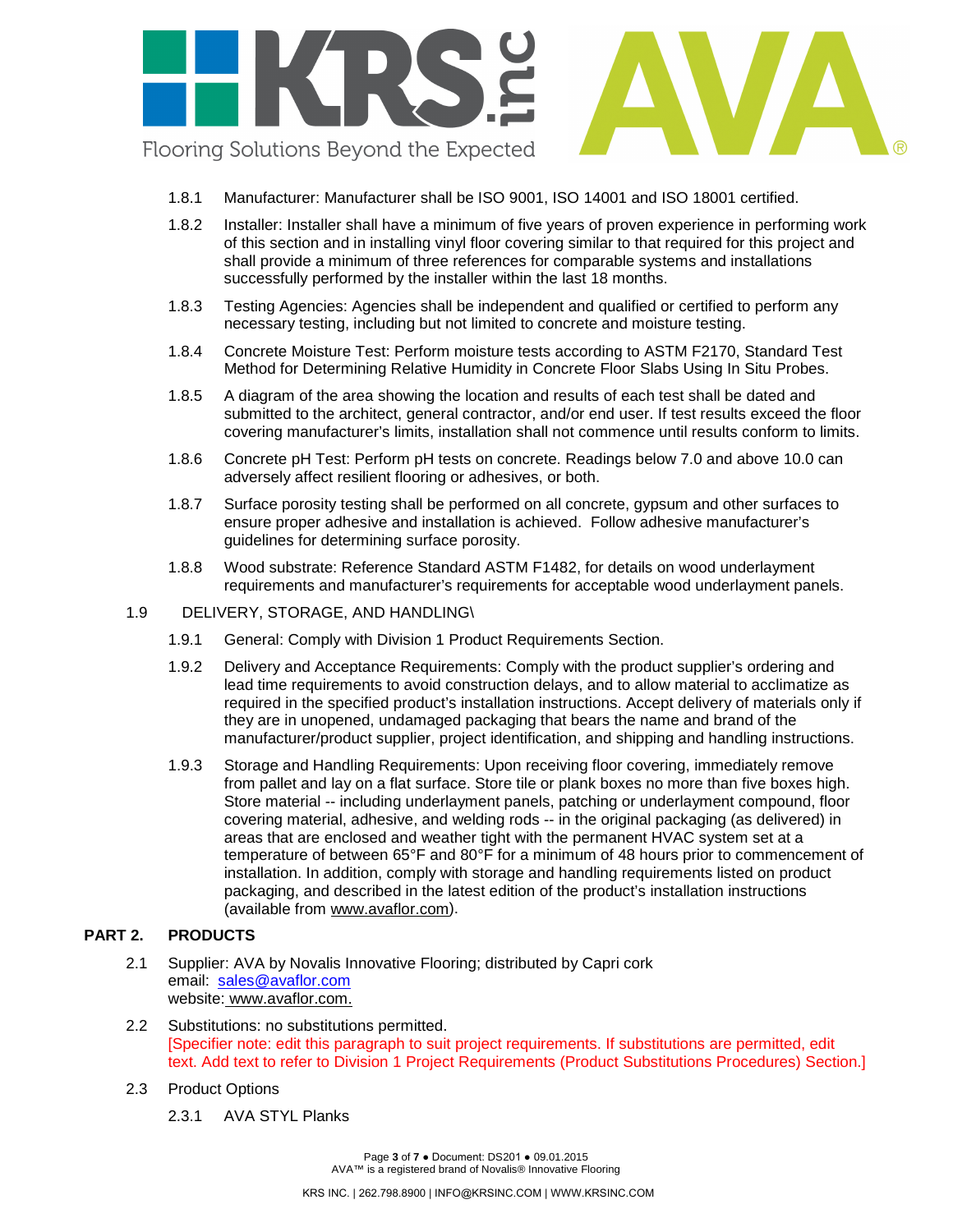1.8.1 Manufacturer: Manufacturer shall be ISO 9001, ISO 14001 and ISO 18001 certified.

1.8.2 Installer: Installer shall have a minimum of five years of proven experience in performing work of this section and in installing vinyl floor covering similar to that required for this project and shall provide a minimum of three references for comparable systems and installations successfully performed by the installer within the last 18 months.

1.8.3 Testing Agencies: Agencies shall be independent and qualified or certified to perform any necessary testing, including but not limited to concrete and moisture testing.

1.8.4 Concrete Moisture Test: Perform moisture tests according to ASTM F2170, Standard Test Method for Determining Relative Humidity in Concrete Floor Slabs Using In Situ Probes.

1.8.5 A diagram of the area showing the location and results of each test shall be dated and submitted to the architect, general contractor, and/or end user. If test results exceed the floor covering manufacturer's limits, installation shall not commence until results conform to limits.

1.8.6 Concrete pH Test: Perform pH tests on concrete. Readings below 7.0 and above 10.0 can adversely affect resilient flooring or adhesives, or both.

1.8.7 Surface porosity testing shall be performed on all concrete, gypsum and other surfaces to ensure proper adhesive and installation is achieved. Follow adhesive manufacturer's guidelines for determining surface porosity.

1.8.8 Wood substrate: Reference Standard ASTM F1482, for details on wood underlayment requirements and manufacturer's requirements for acceptable wood underlayment panels.

1.9 DELIVERY, STORAGE, AND HANDLING\

1.9.1 General: Comply with Division 1 Product Requirements Section.

1.9.2 Delivery and Acceptance Requirements: Comply with the product supplier's ordering and lead time requirements to avoid construction delays, and to allow material to acclimatize as required in the specified product's installation instructions. Accept delivery of materials only if they are in unopened, undamaged packaging that bears the name and brand of the manufacturer/product supplier, project identification, and shipping and handling instructions.

1.9.3 Storage and Handling Requirements: Upon receiving floor covering, immediately remove from pallet and lay on a flat surface. Store tile or plank boxes no more than five boxes high. Store material -- including underlayment panels, patching or underlayment compound, floor covering material, adhesive, and welding rods -- in the original packaging (as delivered) in areas that are enclosed and weather tight with the permanent HVAC system set at a temperature of between 65°F and 80°F for a minimum of 48 hours prior to commencement of installation. In addition, comply with storage and handling requirements listed on product packaging, and described in the latest edition of the product's installation instructions (available from www.avaflor.com).

## PART 2. PRODUCTS

2.1 Supplier: AVA by Novalis Innovative Flooring; distributed by Capri cork
email: sales@avaflor.com
website: www.avaflor.com.

2.2 Substitutions: no substitutions permitted.
[Specifier note: edit this paragraph to suit project requirements. If substitutions are permitted, edit text. Add text to refer to Division 1 Project Requirements (Product Substitutions Procedures) Section.]

2.3 Product Options

2.3.1 AVA STYL Planks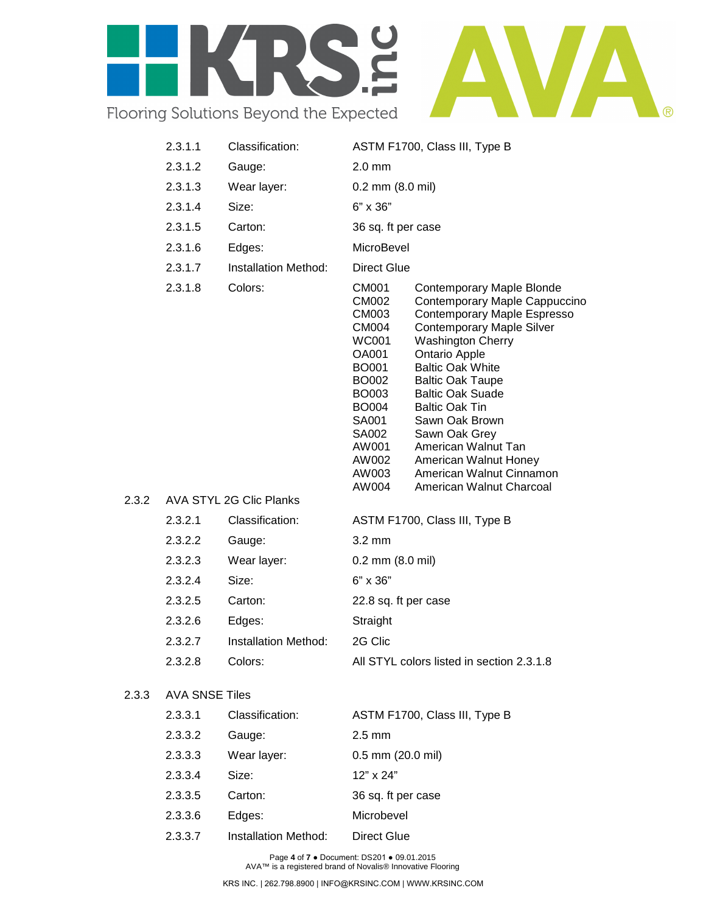2.3.1.1 Classification: ASTM F1700, Class III, Type B

2.3.1.2 Gauge: 2.0 mm

2.3.1.3 Wear layer: 0.2 mm (8.0 mil)

2.3.1.4 Size: 6" x 36"

2.3.1.5 Carton: 36 sq. ft per case

2.3.1.6 Edges: MicroBevel

2.3.1.7 Installation Method: Direct Glue

2.3.1.8 Colors:

| | |
|---|---|
| CM001 | Contemporary Maple Blonde |
| CM002 | Contemporary Maple Cappuccino |
| CM003 | Contemporary Maple Espresso |
| CM004 | Contemporary Maple Silver |
| WC001 | Washington Cherry |
| OA001 | Ontario Apple |
| BO001 | Baltic Oak White |
| BO002 | Baltic Oak Taupe |
| BO003 | Baltic Oak Suade |
| BO004 | Baltic Oak Tin |
| SA001 | Sawn Oak Brown |
| SA002 | Sawn Oak Grey |
| AW001 | American Walnut Tan |
| AW002 | American Walnut Honey |
| AW003 | American Walnut Cinnamon |
| AW004 | American Walnut Charcoal |

2.3.2 AVA STYL 2G Clic Planks

2.3.2.1 Classification: ASTM F1700, Class III, Type B

2.3.2.2 Gauge: 3.2 mm

2.3.2.3 Wear layer: 0.2 mm (8.0 mil)

2.3.2.4 Size: 6" x 36"

2.3.2.5 Carton: 22.8 sq. ft per case

2.3.2.6 Edges: Straight

2.3.2.7 Installation Method: 2G Clic

2.3.2.8 Colors: All STYL colors listed in section 2.3.1.8

2.3.3 AVA SNSE Tiles

2.3.3.1 Classification: ASTM F1700, Class III, Type B

2.3.3.2 Gauge: 2.5 mm

2.3.3.3 Wear layer: 0.5 mm (20.0 mil)

2.3.3.4 Size: 12" x 24"

2.3.3.5 Carton: 36 sq. ft per case

2.3.3.6 Edges: Microbevel

2.3.3.7 Installation Method: Direct Glue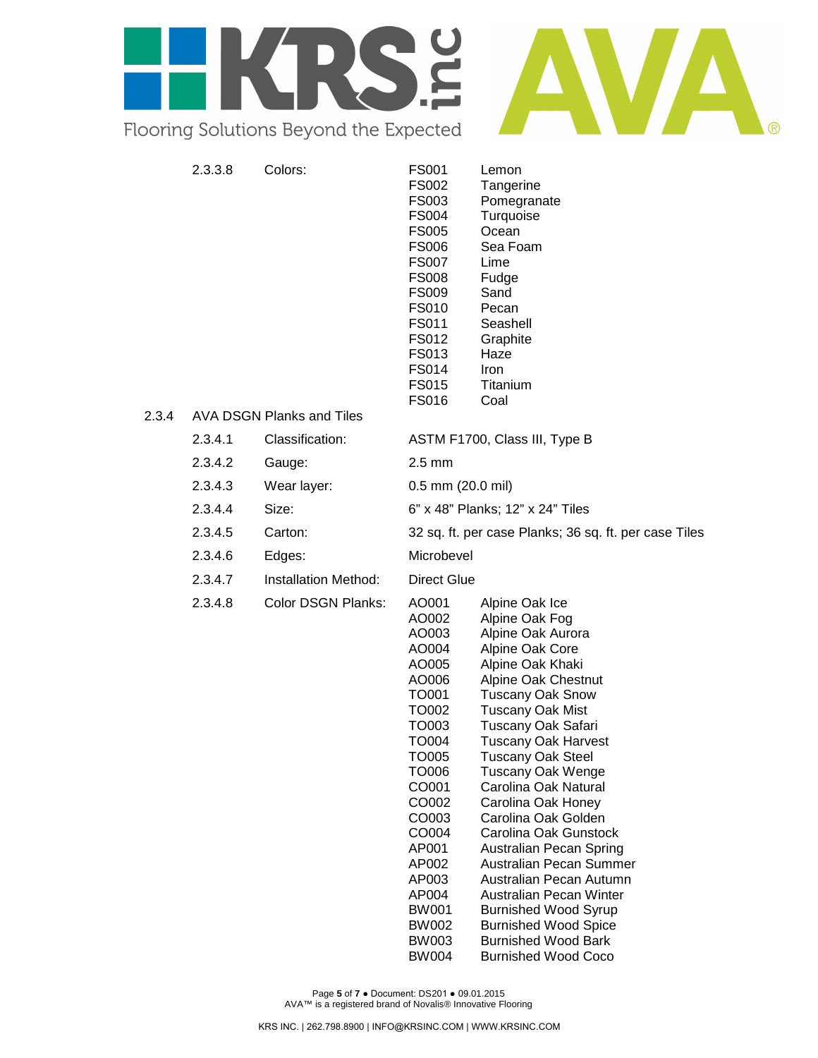2.3.3.8 Colors:

| Code | Color |
|---|---|
| FS001 | Lemon |
| FS002 | Tangerine |
| FS003 | Pomegranate |
| FS004 | Turquoise |
| FS005 | Ocean |
| FS006 | Sea Foam |
| FS007 | Lime |
| FS008 | Fudge |
| FS009 | Sand |
| FS010 | Pecan |
| FS011 | Seashell |
| FS012 | Graphite |
| FS013 | Haze |
| FS014 | Iron |
| FS015 | Titanium |
| FS016 | Coal |

2.3.4 AVA DSGN Planks and Tiles

2.3.4.1 Classification: ASTM F1700, Class III, Type B

2.3.4.2 Gauge: 2.5 mm

2.3.4.3 Wear layer: 0.5 mm (20.0 mil)

2.3.4.4 Size: 6" x 48" Planks; 12" x 24" Tiles

2.3.4.5 Carton: 32 sq. ft. per case Planks; 36 sq. ft. per case Tiles

2.3.4.6 Edges: Microbevel

2.3.4.7 Installation Method: Direct Glue

2.3.4.8 Color DSGN Planks:

| Code | Color |
|---|---|
| AO001 | Alpine Oak Ice |
| AO002 | Alpine Oak Fog |
| AO003 | Alpine Oak Aurora |
| AO004 | Alpine Oak Core |
| AO005 | Alpine Oak Khaki |
| AO006 | Alpine Oak Chestnut |
| TO001 | Tuscany Oak Snow |
| TO002 | Tuscany Oak Mist |
| TO003 | Tuscany Oak Safari |
| TO004 | Tuscany Oak Harvest |
| TO005 | Tuscany Oak Steel |
| TO006 | Tuscany Oak Wenge |
| CO001 | Carolina Oak Natural |
| CO002 | Carolina Oak Honey |
| CO003 | Carolina Oak Golden |
| CO004 | Carolina Oak Gunstock |
| AP001 | Australian Pecan Spring |
| AP002 | Australian Pecan Summer |
| AP003 | Australian Pecan Autumn |
| AP004 | Australian Pecan Winter |
| BW001 | Burnished Wood Syrup |
| BW002 | Burnished Wood Spice |
| BW003 | Burnished Wood Bark |
| BW004 | Burnished Wood Coco |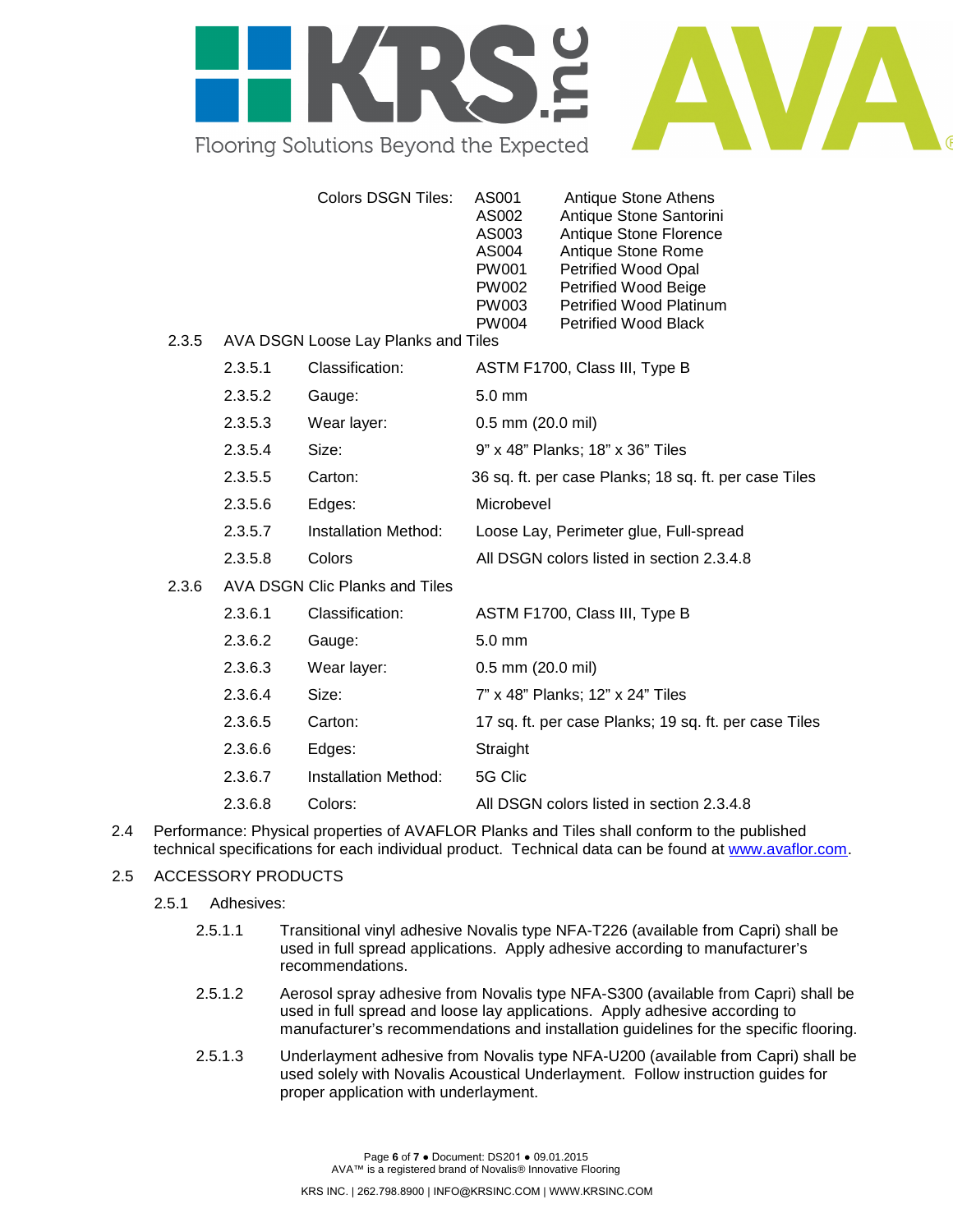Colors DSGN Tiles:

| | |
|---|---|
| AS001 | Antique Stone Athens |
| AS002 | Antique Stone Santorini |
| AS003 | Antique Stone Florence |
| AS004 | Antique Stone Rome |
| PW001 | Petrified Wood Opal |
| PW002 | Petrified Wood Beige |
| PW003 | Petrified Wood Platinum |
| PW004 | Petrified Wood Black |

2.3.5 AVA DSGN Loose Lay Planks and Tiles

| | | |
|---|---|---|
| 2.3.5.1 | Classification: | ASTM F1700, Class III, Type B |
| 2.3.5.2 | Gauge: | 5.0 mm |
| 2.3.5.3 | Wear layer: | 0.5 mm (20.0 mil) |
| 2.3.5.4 | Size: | 9" x 48" Planks; 18" x 36" Tiles |
| 2.3.5.5 | Carton: | 36 sq. ft. per case Planks; 18 sq. ft. per case Tiles |
| 2.3.5.6 | Edges: | Microbevel |
| 2.3.5.7 | Installation Method: | Loose Lay, Perimeter glue, Full-spread |
| 2.3.5.8 | Colors | All DSGN colors listed in section 2.3.4.8 |

2.3.6 AVA DSGN Clic Planks and Tiles

| | | |
|---|---|---|
| 2.3.6.1 | Classification: | ASTM F1700, Class III, Type B |
| 2.3.6.2 | Gauge: | 5.0 mm |
| 2.3.6.3 | Wear layer: | 0.5 mm (20.0 mil) |
| 2.3.6.4 | Size: | 7" x 48" Planks; 12" x 24" Tiles |
| 2.3.6.5 | Carton: | 17 sq. ft. per case Planks; 19 sq. ft. per case Tiles |
| 2.3.6.6 | Edges: | Straight |
| 2.3.6.7 | Installation Method: | 5G Clic |
| 2.3.6.8 | Colors: | All DSGN colors listed in section 2.3.4.8 |

2.4 Performance: Physical properties of AVAFLOR Planks and Tiles shall conform to the published technical specifications for each individual product. Technical data can be found at www.avaflor.com.

2.5 ACCESSORY PRODUCTS

2.5.1 Adhesives:

2.5.1.1 Transitional vinyl adhesive Novalis type NFA-T226 (available from Capri) shall be used in full spread applications. Apply adhesive according to manufacturer's recommendations.

2.5.1.2 Aerosol spray adhesive from Novalis type NFA-S300 (available from Capri) shall be used in full spread and loose lay applications. Apply adhesive according to manufacturer's recommendations and installation guidelines for the specific flooring.

2.5.1.3 Underlayment adhesive from Novalis type NFA-U200 (available from Capri) shall be used solely with Novalis Acoustical Underlayment. Follow instruction guides for proper application with underlayment.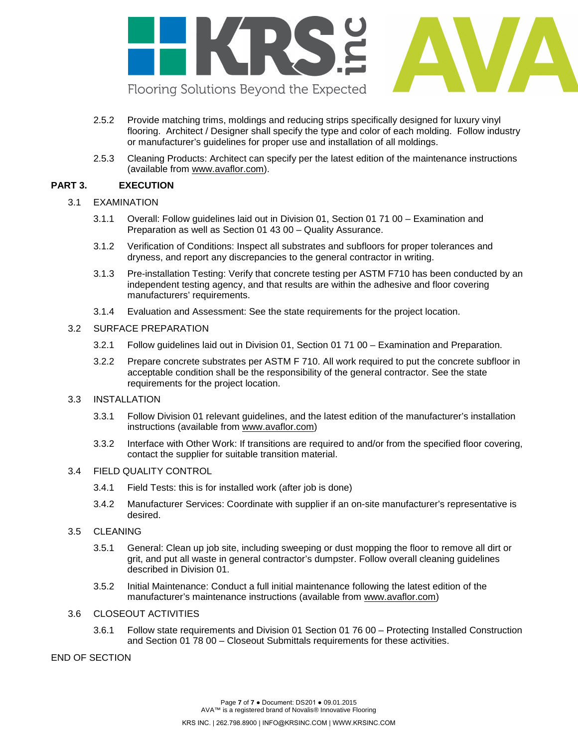2.5.2 Provide matching trims, moldings and reducing strips specifically designed for luxury vinyl flooring. Architect / Designer shall specify the type and color of each molding. Follow industry or manufacturer's guidelines for proper use and installation of all moldings.

2.5.3 Cleaning Products: Architect can specify per the latest edition of the maintenance instructions (available from www.avaflor.com).

## PART 3. EXECUTION

### 3.1 EXAMINATION

3.1.1 Overall: Follow guidelines laid out in Division 01, Section 01 71 00 – Examination and Preparation as well as Section 01 43 00 – Quality Assurance.

3.1.2 Verification of Conditions: Inspect all substrates and subfloors for proper tolerances and dryness, and report any discrepancies to the general contractor in writing.

3.1.3 Pre-installation Testing: Verify that concrete testing per ASTM F710 has been conducted by an independent testing agency, and that results are within the adhesive and floor covering manufacturers' requirements.

3.1.4 Evaluation and Assessment: See the state requirements for the project location.

### 3.2 SURFACE PREPARATION

3.2.1 Follow guidelines laid out in Division 01, Section 01 71 00 – Examination and Preparation.

3.2.2 Prepare concrete substrates per ASTM F 710. All work required to put the concrete subfloor in acceptable condition shall be the responsibility of the general contractor. See the state requirements for the project location.

### 3.3 INSTALLATION

3.3.1 Follow Division 01 relevant guidelines, and the latest edition of the manufacturer's installation instructions (available from www.avaflor.com)

3.3.2 Interface with Other Work: If transitions are required to and/or from the specified floor covering, contact the supplier for suitable transition material.

### 3.4 FIELD QUALITY CONTROL

3.4.1 Field Tests: this is for installed work (after job is done)

3.4.2 Manufacturer Services: Coordinate with supplier if an on-site manufacturer's representative is desired.

### 3.5 CLEANING

3.5.1 General: Clean up job site, including sweeping or dust mopping the floor to remove all dirt or grit, and put all waste in general contractor's dumpster. Follow overall cleaning guidelines described in Division 01.

3.5.2 Initial Maintenance: Conduct a full initial maintenance following the latest edition of the manufacturer's maintenance instructions (available from www.avaflor.com)

### 3.6 CLOSEOUT ACTIVITIES

3.6.1 Follow state requirements and Division 01 Section 01 76 00 – Protecting Installed Construction and Section 01 78 00 – Closeout Submittals requirements for these activities.

END OF SECTION